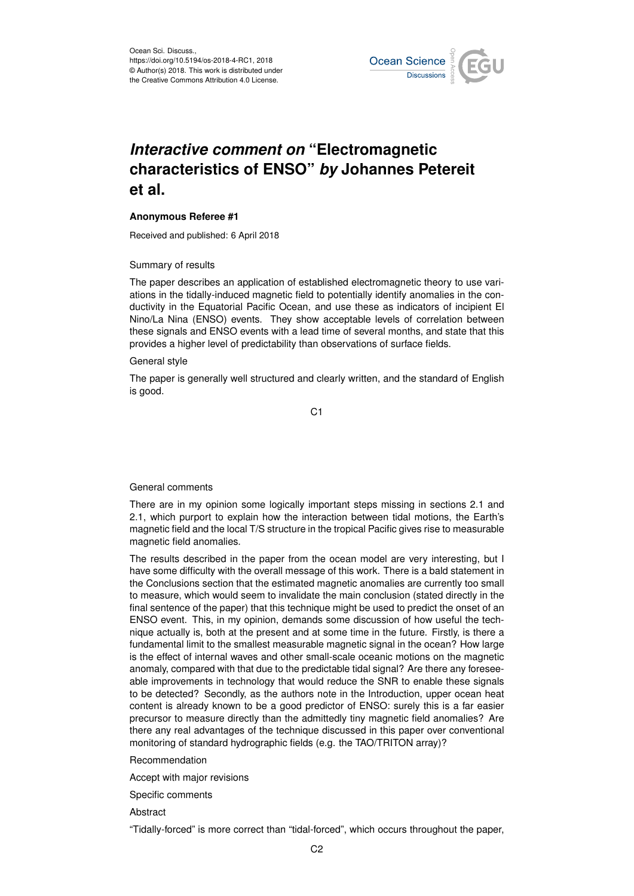# *Interactive comment on* "Electromagnetic characteristics of ENSO" *by* Johannes Petereit et al.

**Anonymous Referee #1**

Received and published: 6 April 2018

Summary of results

The paper describes an application of established electromagnetic theory to use variations in the tidally-induced magnetic field to potentially identify anomalies in the conductivity in the Equatorial Pacific Ocean, and use these as indicators of incipient El Nino/La Nina (ENSO) events. They show acceptable levels of correlation between these signals and ENSO events with a lead time of several months, and state that this provides a higher level of predictability than observations of surface fields.

General style

The paper is generally well structured and clearly written, and the standard of English is good.

General comments

There are in my opinion some logically important steps missing in sections 2.1 and 2.1, which purport to explain how the interaction between tidal motions, the Earth's magnetic field and the local T/S structure in the tropical Pacific gives rise to measurable magnetic field anomalies.

The results described in the paper from the ocean model are very interesting, but I have some difficulty with the overall message of this work. There is a bald statement in the Conclusions section that the estimated magnetic anomalies are currently too small to measure, which would seem to invalidate the main conclusion (stated directly in the final sentence of the paper) that this technique might be used to predict the onset of an ENSO event. This, in my opinion, demands some discussion of how useful the technique actually is, both at the present and at some time in the future. Firstly, is there a fundamental limit to the smallest measurable magnetic signal in the ocean? How large is the effect of internal waves and other small-scale oceanic motions on the magnetic anomaly, compared with that due to the predictable tidal signal? Are there any foreseeable improvements in technology that would reduce the SNR to enable these signals to be detected? Secondly, as the authors note in the Introduction, upper ocean heat content is already known to be a good predictor of ENSO: surely this is a far easier precursor to measure directly than the admittedly tiny magnetic field anomalies? Are there any real advantages of the technique discussed in this paper over conventional monitoring of standard hydrographic fields (e.g. the TAO/TRITON array)?

Recommendation

Accept with major revisions

Specific comments

Abstract

"Tidally-forced" is more correct than "tidal-forced", which occurs throughout the paper,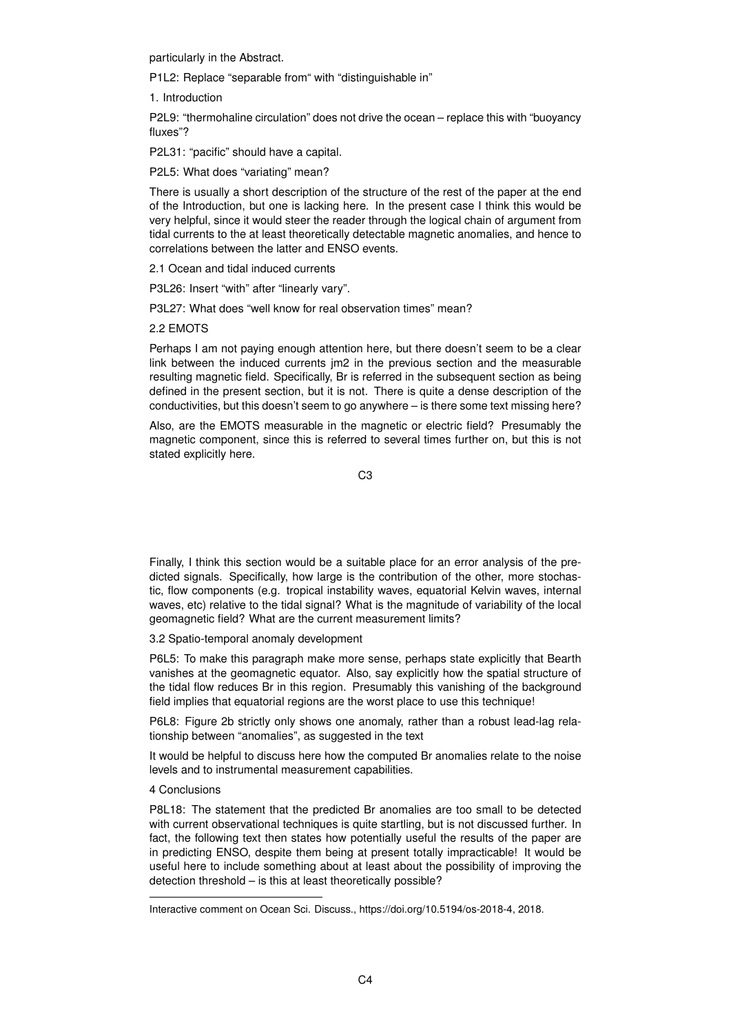particularly in the Abstract.

P1L2: Replace "separable from" with "distinguishable in"

## 1. Introduction

P2L9: "thermohaline circulation" does not drive the ocean – replace this with "buoyancy fluxes"?

P2L31: "pacific" should have a capital.

P2L5: What does "variating" mean?

There is usually a short description of the structure of the rest of the paper at the end of the Introduction, but one is lacking here. In the present case I think this would be very helpful, since it would steer the reader through the logical chain of argument from tidal currents to the at least theoretically detectable magnetic anomalies, and hence to correlations between the latter and ENSO events.

### 2.1 Ocean and tidal induced currents

P3L26: Insert "with" after "linearly vary".

P3L27: What does "well know for real observation times" mean?

### 2.2 EMOTS

Perhaps I am not paying enough attention here, but there doesn't seem to be a clear link between the induced currents jm2 in the previous section and the measurable resulting magnetic field. Specifically, Br is referred in the subsequent section as being defined in the present section, but it is not. There is quite a dense description of the conductivities, but this doesn't seem to go anywhere – is there some text missing here?

Also, are the EMOTS measurable in the magnetic or electric field? Presumably the magnetic component, since this is referred to several times further on, but this is not stated explicitly here.

Finally, I think this section would be a suitable place for an error analysis of the predicted signals. Specifically, how large is the contribution of the other, more stochastic, flow components (e.g. tropical instability waves, equatorial Kelvin waves, internal waves, etc) relative to the tidal signal? What is the magnitude of variability of the local geomagnetic field? What are the current measurement limits?

### 3.2 Spatio-temporal anomaly development

P6L5: To make this paragraph make more sense, perhaps state explicitly that Bearth vanishes at the geomagnetic equator. Also, say explicitly how the spatial structure of the tidal flow reduces Br in this region. Presumably this vanishing of the background field implies that equatorial regions are the worst place to use this technique!

P6L8: Figure 2b strictly only shows one anomaly, rather than a robust lead-lag relationship between "anomalies", as suggested in the text

It would be helpful to discuss here how the computed Br anomalies relate to the noise levels and to instrumental measurement capabilities.

## 4 Conclusions

P8L18: The statement that the predicted Br anomalies are too small to be detected with current observational techniques is quite startling, but is not discussed further. In fact, the following text then states how potentially useful the results of the paper are in predicting ENSO, despite them being at present totally impracticable! It would be useful here to include something about at least about the possibility of improving the detection threshold – is this at least theoretically possible?

---

Interactive comment on Ocean Sci. Discuss., https://doi.org/10.5194/os-2018-4, 2018.